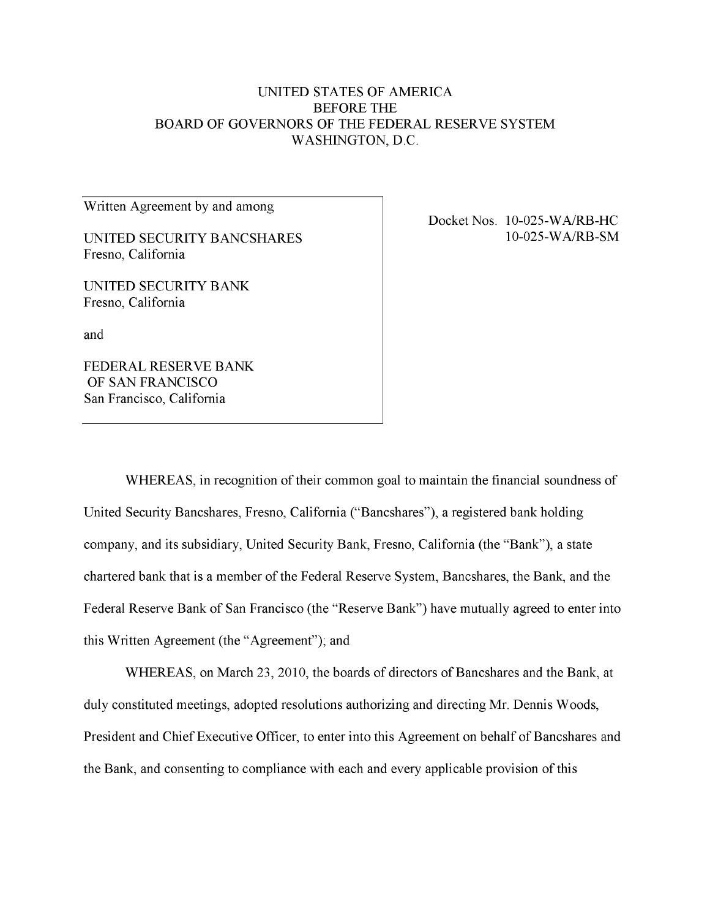UNITED STATES OF AMERICA
BEFORE THE
BOARD OF GOVERNORS OF THE FEDERAL RESERVE SYSTEM
WASHINGTON, D.C.

| Written Agreement by and among<br><br>UNITED SECURITY BANCSHARES<br>Fresno, California<br><br>UNITED SECURITY BANK<br>Fresno, California<br><br>and<br><br>FEDERAL RESERVE BANK<br>OF SAN FRANCISCO<br>San Francisco, California | Docket Nos. 10-025-WA/RB-HC<br>10-025-WA/RB-SM |
|---|---|

WHEREAS, in recognition of their common goal to maintain the financial soundness of United Security Bancshares, Fresno, California ("Bancshares"), a registered bank holding company, and its subsidiary, United Security Bank, Fresno, California (the "Bank"), a state chartered bank that is a member of the Federal Reserve System, Bancshares, the Bank, and the Federal Reserve Bank of San Francisco (the "Reserve Bank") have mutually agreed to enter into this Written Agreement (the "Agreement"); and

WHEREAS, on March 23, 2010, the boards of directors of Bancshares and the Bank, at duly constituted meetings, adopted resolutions authorizing and directing Mr. Dennis Woods, President and Chief Executive Officer, to enter into this Agreement on behalf of Bancshares and the Bank, and consenting to compliance with each and every applicable provision of this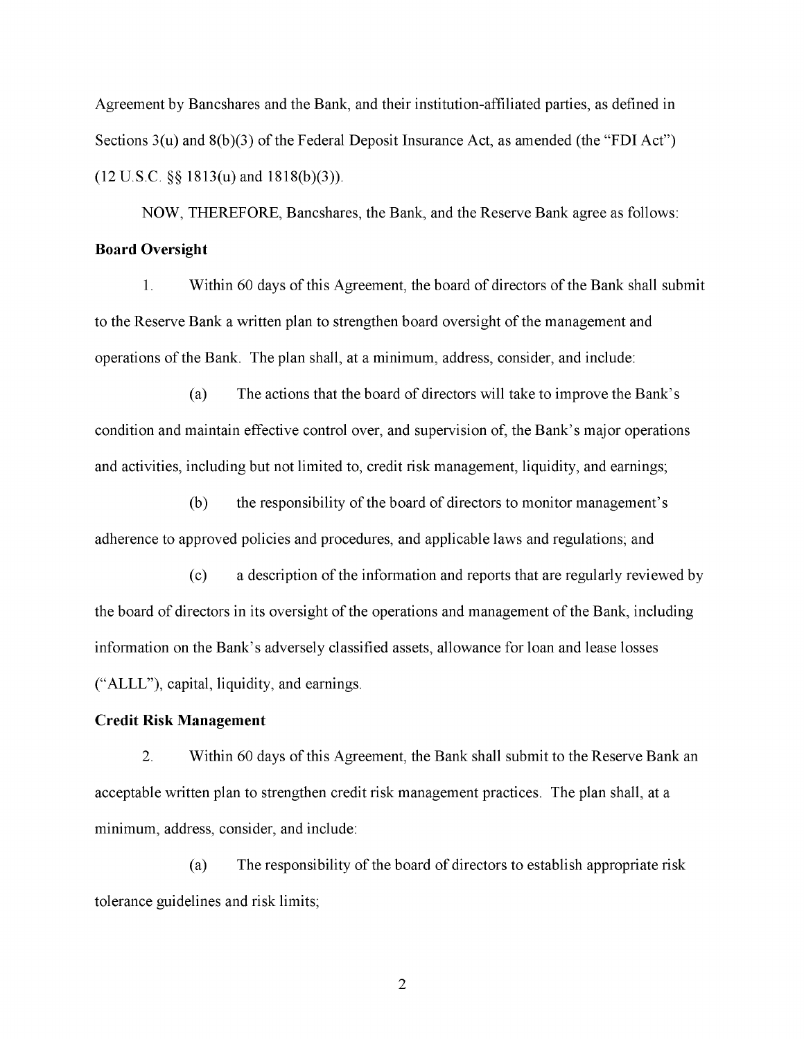Agreement by Bancshares and the Bank, and their institution-affiliated parties, as defined in Sections 3(u) and 8(b)(3) of the Federal Deposit Insurance Act, as amended (the "FDI Act") (12 U.S.C. §§ 1813(u) and 1818(b)(3)).

NOW, THEREFORE, Bancshares, the Bank, and the Reserve Bank agree as follows:

**Board Oversight**

1. Within 60 days of this Agreement, the board of directors of the Bank shall submit to the Reserve Bank a written plan to strengthen board oversight of the management and operations of the Bank. The plan shall, at a minimum, address, consider, and include:

(a) The actions that the board of directors will take to improve the Bank's condition and maintain effective control over, and supervision of, the Bank's major operations and activities, including but not limited to, credit risk management, liquidity, and earnings;

(b) the responsibility of the board of directors to monitor management's adherence to approved policies and procedures, and applicable laws and regulations; and

(c) a description of the information and reports that are regularly reviewed by the board of directors in its oversight of the operations and management of the Bank, including information on the Bank's adversely classified assets, allowance for loan and lease losses ("ALLL"), capital, liquidity, and earnings.

**Credit Risk Management**

2. Within 60 days of this Agreement, the Bank shall submit to the Reserve Bank an acceptable written plan to strengthen credit risk management practices. The plan shall, at a minimum, address, consider, and include:

(a) The responsibility of the board of directors to establish appropriate risk tolerance guidelines and risk limits;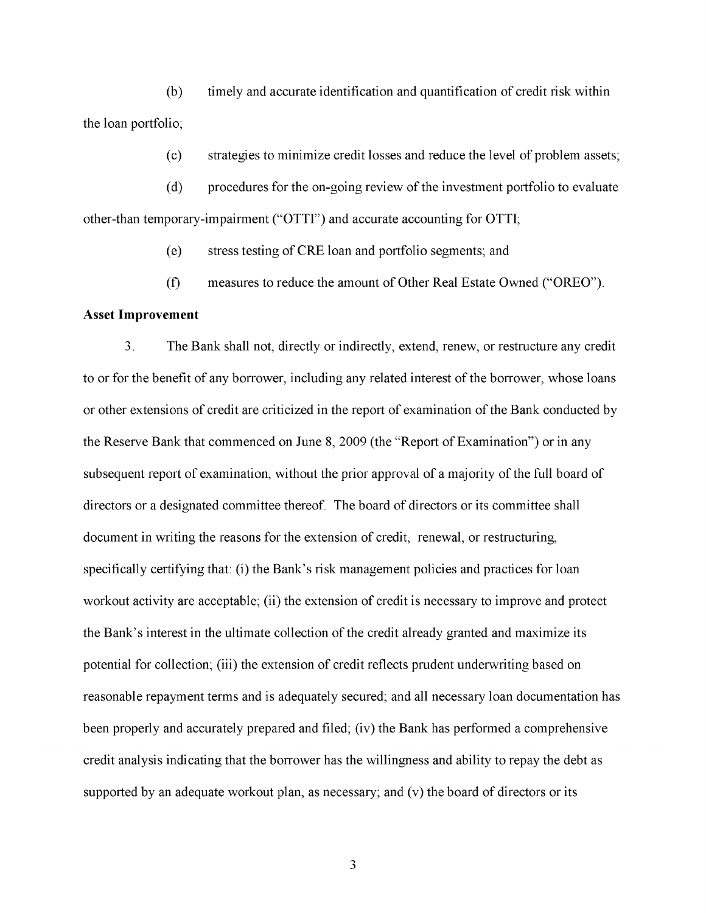(b) timely and accurate identification and quantification of credit risk within the loan portfolio;

(c) strategies to minimize credit losses and reduce the level of problem assets;

(d) procedures for the on-going review of the investment portfolio to evaluate other-than temporary-impairment ("OTTI") and accurate accounting for OTTI;

(e) stress testing of CRE loan and portfolio segments; and

(f) measures to reduce the amount of Other Real Estate Owned ("OREO").

**Asset Improvement**

3. The Bank shall not, directly or indirectly, extend, renew, or restructure any credit to or for the benefit of any borrower, including any related interest of the borrower, whose loans or other extensions of credit are criticized in the report of examination of the Bank conducted by the Reserve Bank that commenced on June 8, 2009 (the "Report of Examination") or in any subsequent report of examination, without the prior approval of a majority of the full board of directors or a designated committee thereof. The board of directors or its committee shall document in writing the reasons for the extension of credit, renewal, or restructuring, specifically certifying that: (i) the Bank's risk management policies and practices for loan workout activity are acceptable; (ii) the extension of credit is necessary to improve and protect the Bank's interest in the ultimate collection of the credit already granted and maximize its potential for collection; (iii) the extension of credit reflects prudent underwriting based on reasonable repayment terms and is adequately secured; and all necessary loan documentation has been properly and accurately prepared and filed; (iv) the Bank has performed a comprehensive credit analysis indicating that the borrower has the willingness and ability to repay the debt as supported by an adequate workout plan, as necessary; and (v) the board of directors or its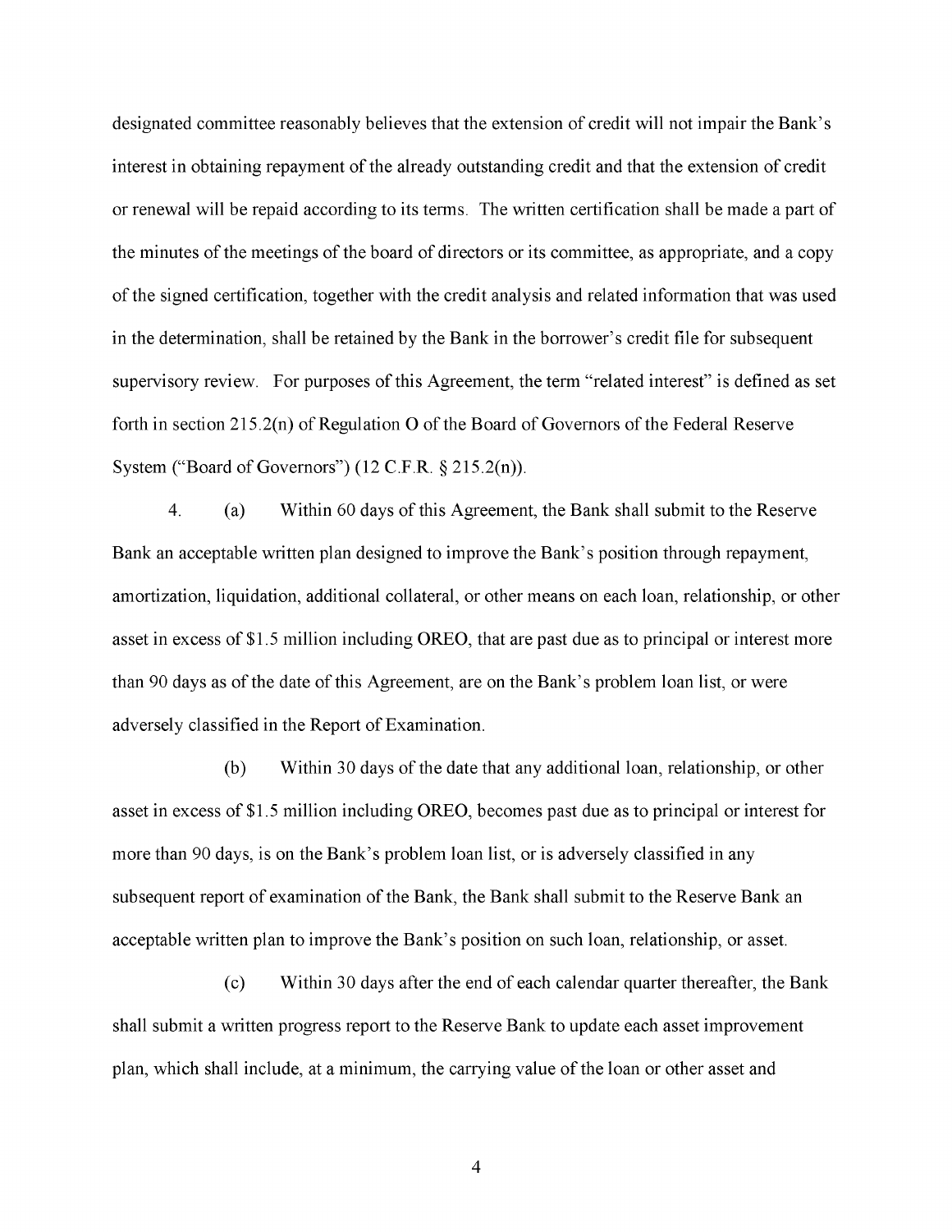designated committee reasonably believes that the extension of credit will not impair the Bank's interest in obtaining repayment of the already outstanding credit and that the extension of credit or renewal will be repaid according to its terms. The written certification shall be made a part of the minutes of the meetings of the board of directors or its committee, as appropriate, and a copy of the signed certification, together with the credit analysis and related information that was used in the determination, shall be retained by the Bank in the borrower's credit file for subsequent supervisory review. For purposes of this Agreement, the term "related interest" is defined as set forth in section 215.2(n) of Regulation O of the Board of Governors of the Federal Reserve System ("Board of Governors") (12 C.F.R. § 215.2(n)).

4. (a) Within 60 days of this Agreement, the Bank shall submit to the Reserve Bank an acceptable written plan designed to improve the Bank's position through repayment, amortization, liquidation, additional collateral, or other means on each loan, relationship, or other asset in excess of $1.5 million including OREO, that are past due as to principal or interest more than 90 days as of the date of this Agreement, are on the Bank's problem loan list, or were adversely classified in the Report of Examination.

(b) Within 30 days of the date that any additional loan, relationship, or other asset in excess of $1.5 million including OREO, becomes past due as to principal or interest for more than 90 days, is on the Bank's problem loan list, or is adversely classified in any subsequent report of examination of the Bank, the Bank shall submit to the Reserve Bank an acceptable written plan to improve the Bank's position on such loan, relationship, or asset.

(c) Within 30 days after the end of each calendar quarter thereafter, the Bank shall submit a written progress report to the Reserve Bank to update each asset improvement plan, which shall include, at a minimum, the carrying value of the loan or other asset and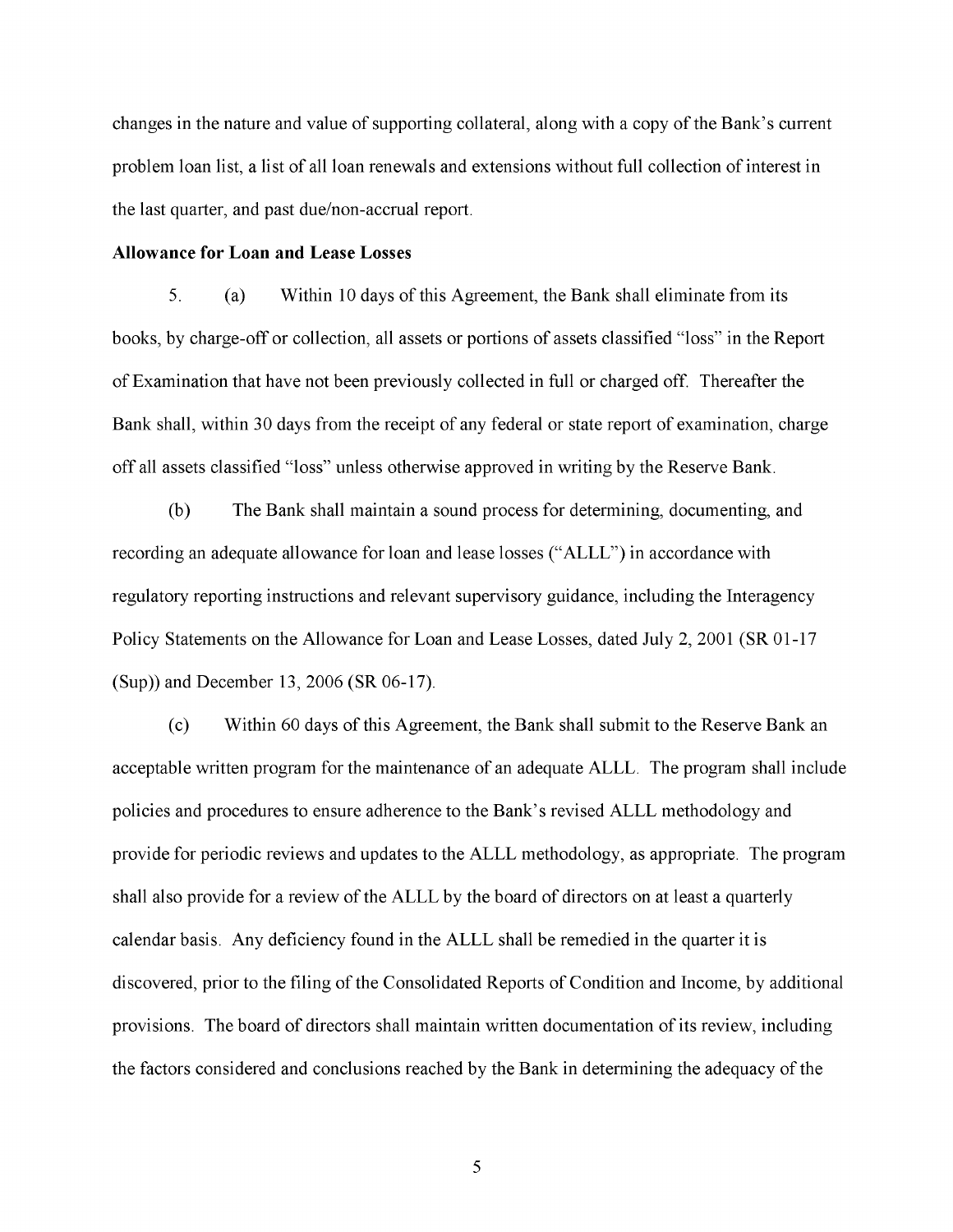changes in the nature and value of supporting collateral, along with a copy of the Bank's current problem loan list, a list of all loan renewals and extensions without full collection of interest in the last quarter, and past due/non-accrual report.

**Allowance for Loan and Lease Losses**

5. (a) Within 10 days of this Agreement, the Bank shall eliminate from its books, by charge-off or collection, all assets or portions of assets classified "loss" in the Report of Examination that have not been previously collected in full or charged off. Thereafter the Bank shall, within 30 days from the receipt of any federal or state report of examination, charge off all assets classified "loss" unless otherwise approved in writing by the Reserve Bank.

(b) The Bank shall maintain a sound process for determining, documenting, and recording an adequate allowance for loan and lease losses ("ALLL") in accordance with regulatory reporting instructions and relevant supervisory guidance, including the Interagency Policy Statements on the Allowance for Loan and Lease Losses, dated July 2, 2001 (SR 01-17 (Sup)) and December 13, 2006 (SR 06-17).

(c) Within 60 days of this Agreement, the Bank shall submit to the Reserve Bank an acceptable written program for the maintenance of an adequate ALLL. The program shall include policies and procedures to ensure adherence to the Bank's revised ALLL methodology and provide for periodic reviews and updates to the ALLL methodology, as appropriate. The program shall also provide for a review of the ALLL by the board of directors on at least a quarterly calendar basis. Any deficiency found in the ALLL shall be remedied in the quarter it is discovered, prior to the filing of the Consolidated Reports of Condition and Income, by additional provisions. The board of directors shall maintain written documentation of its review, including the factors considered and conclusions reached by the Bank in determining the adequacy of the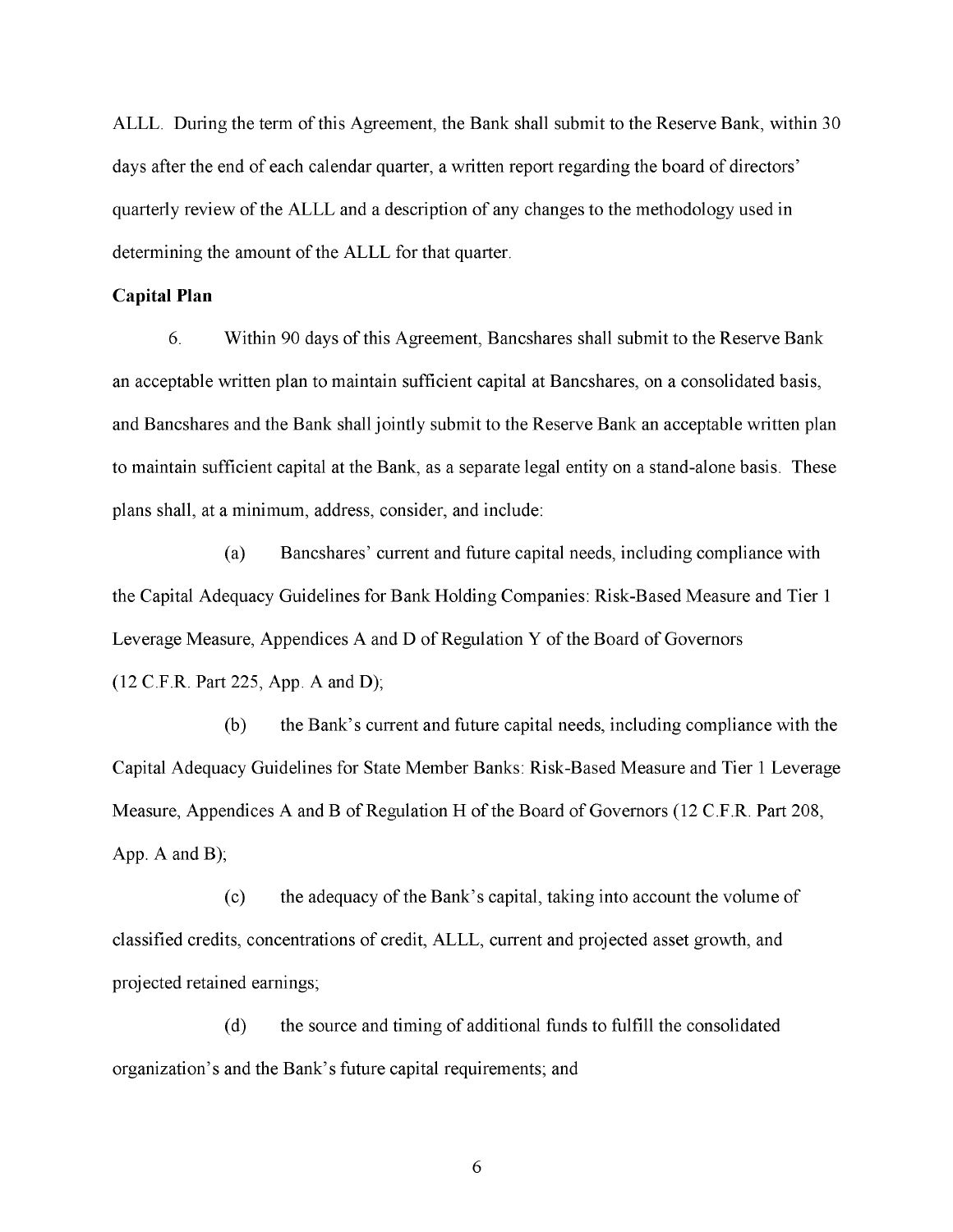ALLL. During the term of this Agreement, the Bank shall submit to the Reserve Bank, within 30 days after the end of each calendar quarter, a written report regarding the board of directors' quarterly review of the ALLL and a description of any changes to the methodology used in determining the amount of the ALLL for that quarter.

**Capital Plan**

6. Within 90 days of this Agreement, Bancshares shall submit to the Reserve Bank an acceptable written plan to maintain sufficient capital at Bancshares, on a consolidated basis, and Bancshares and the Bank shall jointly submit to the Reserve Bank an acceptable written plan to maintain sufficient capital at the Bank, as a separate legal entity on a stand-alone basis. These plans shall, at a minimum, address, consider, and include:

(a) Bancshares' current and future capital needs, including compliance with the Capital Adequacy Guidelines for Bank Holding Companies: Risk-Based Measure and Tier 1 Leverage Measure, Appendices A and D of Regulation Y of the Board of Governors (12 C.F.R. Part 225, App. A and D);

(b) the Bank's current and future capital needs, including compliance with the Capital Adequacy Guidelines for State Member Banks: Risk-Based Measure and Tier 1 Leverage Measure, Appendices A and B of Regulation H of the Board of Governors (12 C.F.R. Part 208, App. A and B);

(c) the adequacy of the Bank's capital, taking into account the volume of classified credits, concentrations of credit, ALLL, current and projected asset growth, and projected retained earnings;

(d) the source and timing of additional funds to fulfill the consolidated organization's and the Bank's future capital requirements; and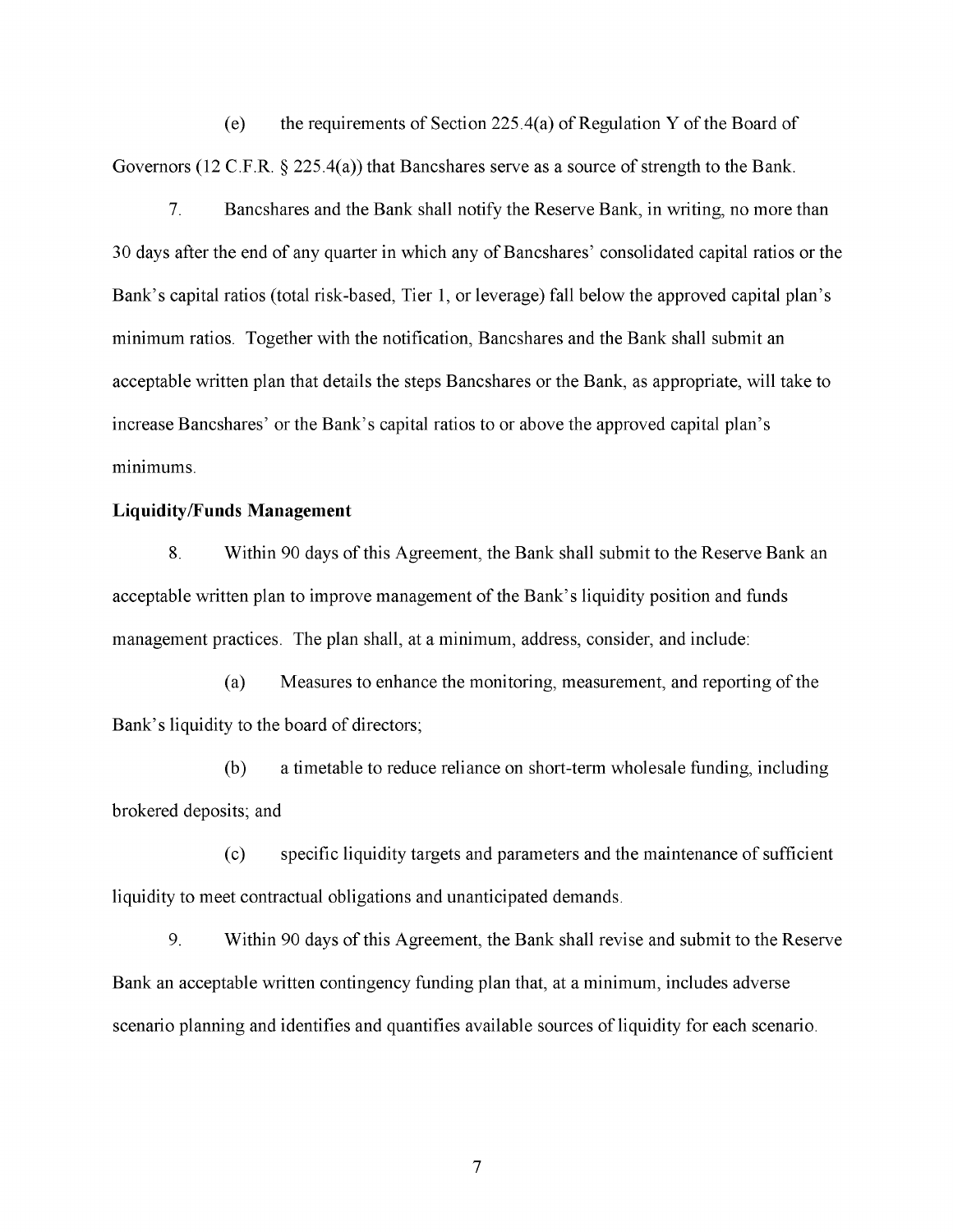(e) the requirements of Section 225.4(a) of Regulation Y of the Board of Governors (12 C.F.R. § 225.4(a)) that Bancshares serve as a source of strength to the Bank.

7. Bancshares and the Bank shall notify the Reserve Bank, in writing, no more than 30 days after the end of any quarter in which any of Bancshares' consolidated capital ratios or the Bank's capital ratios (total risk-based, Tier 1, or leverage) fall below the approved capital plan's minimum ratios. Together with the notification, Bancshares and the Bank shall submit an acceptable written plan that details the steps Bancshares or the Bank, as appropriate, will take to increase Bancshares' or the Bank's capital ratios to or above the approved capital plan's minimums.

**Liquidity/Funds Management**

8. Within 90 days of this Agreement, the Bank shall submit to the Reserve Bank an acceptable written plan to improve management of the Bank's liquidity position and funds management practices. The plan shall, at a minimum, address, consider, and include:

(a) Measures to enhance the monitoring, measurement, and reporting of the Bank's liquidity to the board of directors;

(b) a timetable to reduce reliance on short-term wholesale funding, including brokered deposits; and

(c) specific liquidity targets and parameters and the maintenance of sufficient liquidity to meet contractual obligations and unanticipated demands.

9. Within 90 days of this Agreement, the Bank shall revise and submit to the Reserve Bank an acceptable written contingency funding plan that, at a minimum, includes adverse scenario planning and identifies and quantifies available sources of liquidity for each scenario.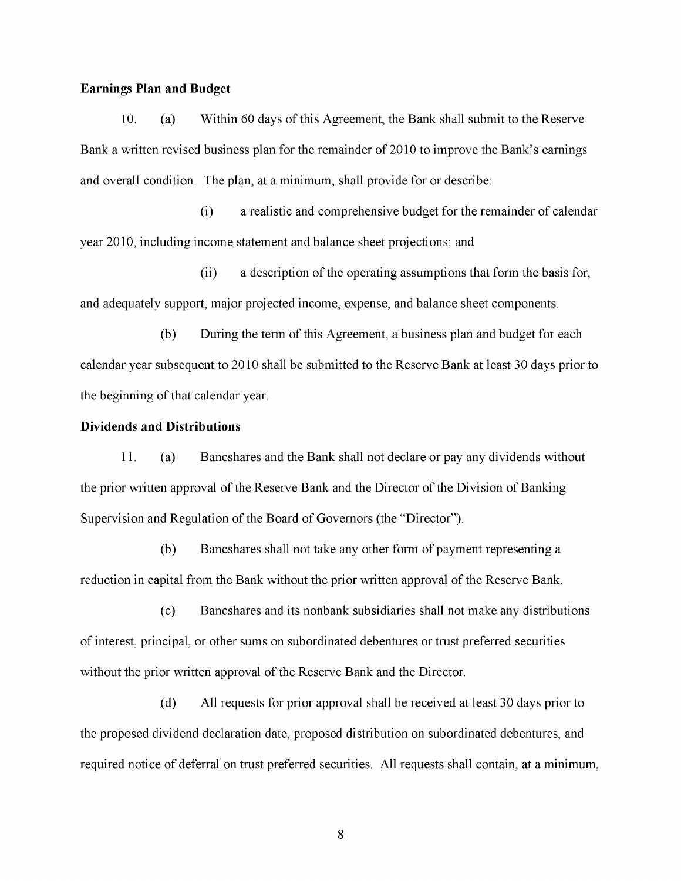**Earnings Plan and Budget**

10. (a) Within 60 days of this Agreement, the Bank shall submit to the Reserve Bank a written revised business plan for the remainder of 2010 to improve the Bank's earnings and overall condition. The plan, at a minimum, shall provide for or describe:

(i) a realistic and comprehensive budget for the remainder of calendar year 2010, including income statement and balance sheet projections; and

(ii) a description of the operating assumptions that form the basis for, and adequately support, major projected income, expense, and balance sheet components.

(b) During the term of this Agreement, a business plan and budget for each calendar year subsequent to 2010 shall be submitted to the Reserve Bank at least 30 days prior to the beginning of that calendar year.

**Dividends and Distributions**

11. (a) Bancshares and the Bank shall not declare or pay any dividends without the prior written approval of the Reserve Bank and the Director of the Division of Banking Supervision and Regulation of the Board of Governors (the "Director").

(b) Bancshares shall not take any other form of payment representing a reduction in capital from the Bank without the prior written approval of the Reserve Bank.

(c) Bancshares and its nonbank subsidiaries shall not make any distributions of interest, principal, or other sums on subordinated debentures or trust preferred securities without the prior written approval of the Reserve Bank and the Director.

(d) All requests for prior approval shall be received at least 30 days prior to the proposed dividend declaration date, proposed distribution on subordinated debentures, and required notice of deferral on trust preferred securities. All requests shall contain, at a minimum,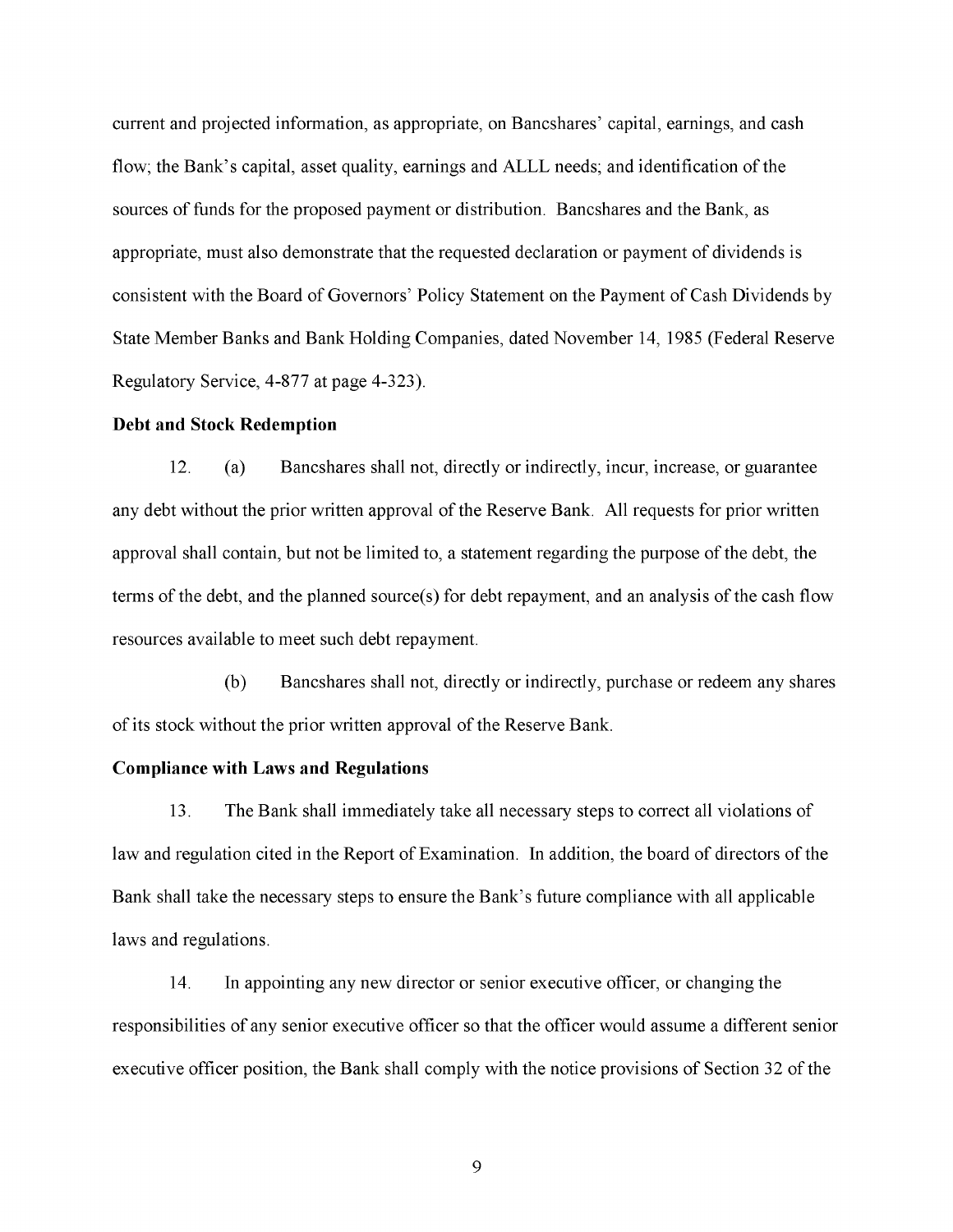current and projected information, as appropriate, on Bancshares' capital, earnings, and cash flow; the Bank's capital, asset quality, earnings and ALLL needs; and identification of the sources of funds for the proposed payment or distribution. Bancshares and the Bank, as appropriate, must also demonstrate that the requested declaration or payment of dividends is consistent with the Board of Governors' Policy Statement on the Payment of Cash Dividends by State Member Banks and Bank Holding Companies, dated November 14, 1985 (Federal Reserve Regulatory Service, 4-877 at page 4-323).

**Debt and Stock Redemption**

12. (a) Bancshares shall not, directly or indirectly, incur, increase, or guarantee any debt without the prior written approval of the Reserve Bank. All requests for prior written approval shall contain, but not be limited to, a statement regarding the purpose of the debt, the terms of the debt, and the planned source(s) for debt repayment, and an analysis of the cash flow resources available to meet such debt repayment.

(b) Bancshares shall not, directly or indirectly, purchase or redeem any shares of its stock without the prior written approval of the Reserve Bank.

**Compliance with Laws and Regulations**

13. The Bank shall immediately take all necessary steps to correct all violations of law and regulation cited in the Report of Examination. In addition, the board of directors of the Bank shall take the necessary steps to ensure the Bank's future compliance with all applicable laws and regulations.

14. In appointing any new director or senior executive officer, or changing the responsibilities of any senior executive officer so that the officer would assume a different senior executive officer position, the Bank shall comply with the notice provisions of Section 32 of the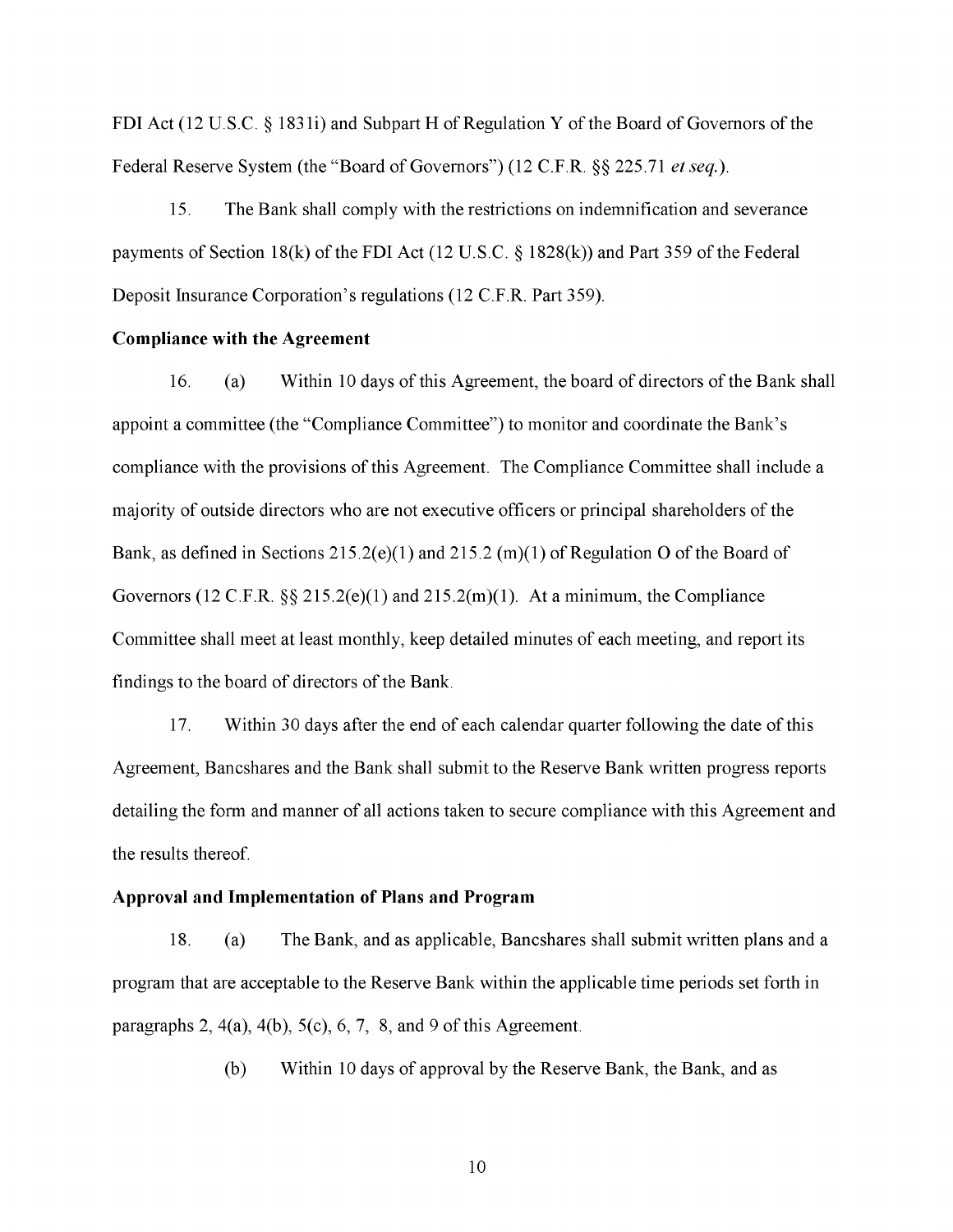FDI Act (12 U.S.C. § 1831i) and Subpart H of Regulation Y of the Board of Governors of the Federal Reserve System (the "Board of Governors") (12 C.F.R. §§ 225.71 *et seq.*).

15. The Bank shall comply with the restrictions on indemnification and severance payments of Section 18(k) of the FDI Act (12 U.S.C. § 1828(k)) and Part 359 of the Federal Deposit Insurance Corporation's regulations (12 C.F.R. Part 359).

**Compliance with the Agreement**

16. (a) Within 10 days of this Agreement, the board of directors of the Bank shall appoint a committee (the "Compliance Committee") to monitor and coordinate the Bank's compliance with the provisions of this Agreement. The Compliance Committee shall include a majority of outside directors who are not executive officers or principal shareholders of the Bank, as defined in Sections 215.2(e)(1) and 215.2 (m)(1) of Regulation O of the Board of Governors (12 C.F.R. §§ 215.2(e)(1) and 215.2(m)(1). At a minimum, the Compliance Committee shall meet at least monthly, keep detailed minutes of each meeting, and report its findings to the board of directors of the Bank.

17. Within 30 days after the end of each calendar quarter following the date of this Agreement, Bancshares and the Bank shall submit to the Reserve Bank written progress reports detailing the form and manner of all actions taken to secure compliance with this Agreement and the results thereof.

**Approval and Implementation of Plans and Program**

18. (a) The Bank, and as applicable, Bancshares shall submit written plans and a program that are acceptable to the Reserve Bank within the applicable time periods set forth in paragraphs 2, 4(a), 4(b), 5(c), 6, 7, 8, and 9 of this Agreement.

(b) Within 10 days of approval by the Reserve Bank, the Bank, and as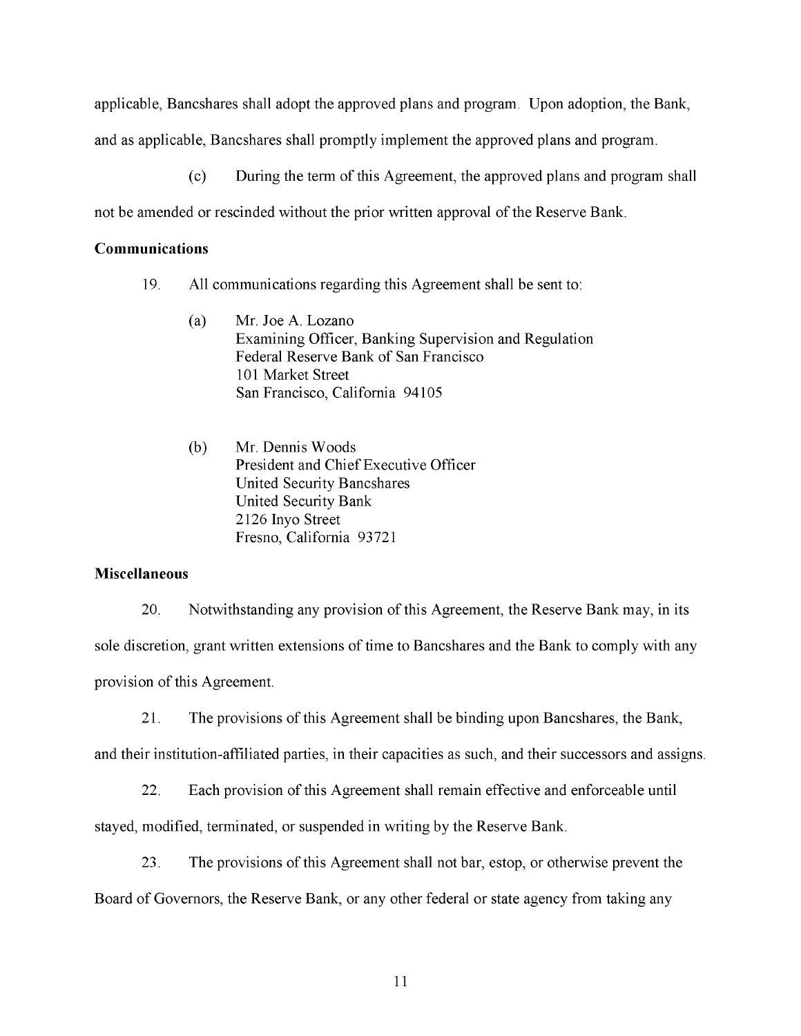applicable, Bancshares shall adopt the approved plans and program. Upon adoption, the Bank, and as applicable, Bancshares shall promptly implement the approved plans and program.

(c) During the term of this Agreement, the approved plans and program shall not be amended or rescinded without the prior written approval of the Reserve Bank.

**Communications**

19. All communications regarding this Agreement shall be sent to:

(a) Mr. Joe A. Lozano
Examining Officer, Banking Supervision and Regulation
Federal Reserve Bank of San Francisco
101 Market Street
San Francisco, California 94105

(b) Mr. Dennis Woods
President and Chief Executive Officer
United Security Bancshares
United Security Bank
2126 Inyo Street
Fresno, California 93721

**Miscellaneous**

20. Notwithstanding any provision of this Agreement, the Reserve Bank may, in its sole discretion, grant written extensions of time to Bancshares and the Bank to comply with any provision of this Agreement.

21. The provisions of this Agreement shall be binding upon Bancshares, the Bank, and their institution-affiliated parties, in their capacities as such, and their successors and assigns.

22. Each provision of this Agreement shall remain effective and enforceable until stayed, modified, terminated, or suspended in writing by the Reserve Bank.

23. The provisions of this Agreement shall not bar, estop, or otherwise prevent the Board of Governors, the Reserve Bank, or any other federal or state agency from taking any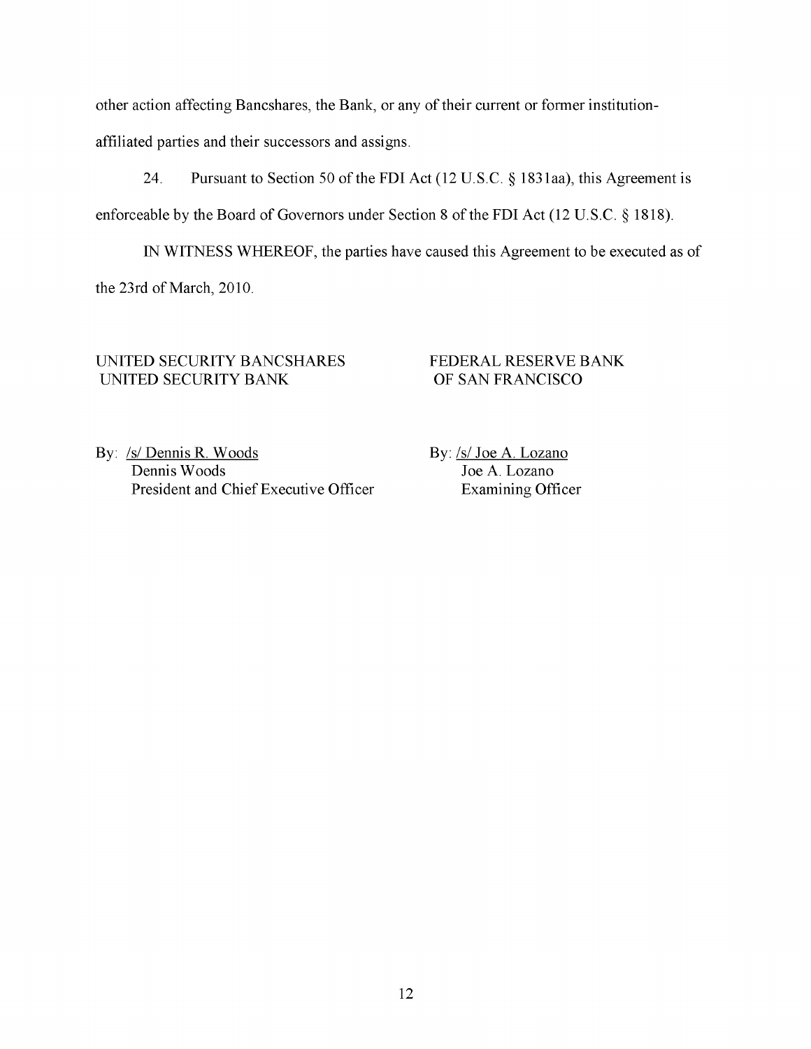other action affecting Bancshares, the Bank, or any of their current or former institution-affiliated parties and their successors and assigns.

24. Pursuant to Section 50 of the FDI Act (12 U.S.C. § 1831aa), this Agreement is enforceable by the Board of Governors under Section 8 of the FDI Act (12 U.S.C. § 1818).

IN WITNESS WHEREOF, the parties have caused this Agreement to be executed as of the 23rd of March, 2010.

UNITED SECURITY BANCSHARES
UNITED SECURITY BANK

By: /s/ Dennis R. Woods
Dennis Woods
President and Chief Executive Officer

FEDERAL RESERVE BANK
OF SAN FRANCISCO

By: /s/ Joe A. Lozano
Joe A. Lozano
Examining Officer